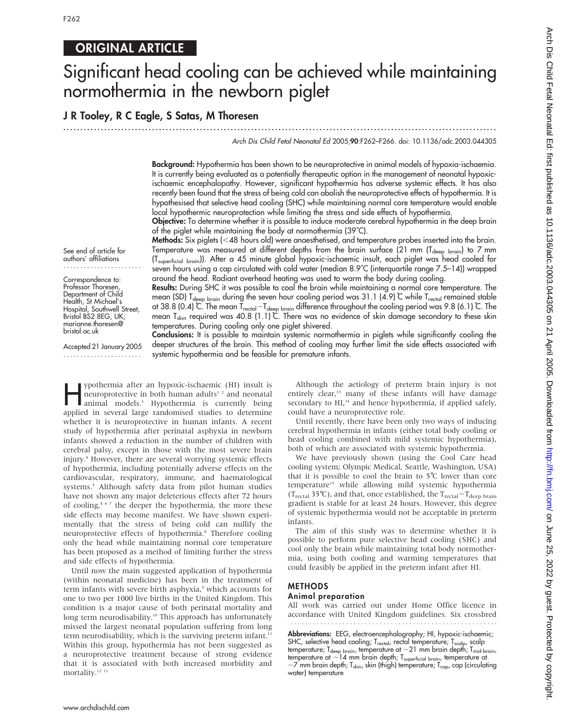## ORIGINAL ARTICLE

# Significant head cooling can be achieved while maintaining normothermia in the newborn piglet

**J R Tooley, R C Eagle, S Satas, M Thoresen**

Arch Dis Child Fetal Neonatal Ed 2005;90:F262–F266. doi: 10.1136/adc.2003.044305

See end of article for authors' affiliations

Correspondence to: Professor Thoresen, Department of Child Health, St Michael's Hospital, Southwell Street, Bristol BS2 8EG, UK; marianne.thoresen@bristol.ac.uk

Accepted 21 January 2005

**Background:** Hypothermia has been shown to be neuroprotective in animal models of hypoxia-ischaemia. It is currently being evaluated as a potentially therapeutic option in the management of neonatal hypoxic-ischaemic encephalopathy. However, significant hypothermia has adverse systemic effects. It has also recently been found that the stress of being cold can abolish the neuroprotective effects of hypothermia. It is hypothesised that selective head cooling (SHC) while maintaining normal core temperature would enable local hypothermic neuroprotection while limiting the stress and side effects of hypothermia.

**Objective:** To determine whether it is possible to induce moderate cerebral hypothermia in the deep brain of the piglet while maintaining the body at normothermia (39°C).

**Methods:** Six piglets (<48 hours old) were anaesthetised, and temperature probes inserted into the brain. Temperature was measured at different depths from the brain surface (21 mm ($T_{deep\ brain}$) to 7 mm ($T_{superficial\ brain}$)). After a 45 minute global hypoxic-ischaemic insult, each piglet was head cooled for seven hours using a cap circulated with cold water (median 8.9°C (interquartile range 7.5–14)) wrapped around the head. Radiant overhead heating was used to warm the body during cooling.

**Results:** During SHC it was possible to cool the brain while maintaining a normal core temperature. The mean (SD) $T_{deep\ brain}$ during the seven hour cooling period was 31.1 (4.9)°C while $T_{rectal}$ remained stable at 38.8 (0.4)°C. The mean $T_{rectal}-T_{deep\ brain}$ difference throughout the cooling period was 9.8 (6.1)°C. The mean $T_{skin}$ required was 40.8 (1.1)°C. There was no evidence of skin damage secondary to these skin temperatures. During cooling only one piglet shivered.

**Conclusions:** It is possible to maintain systemic normothermia in piglets while significantly cooling the deeper structures of the brain. This method of cooling may further limit the side effects associated with systemic hypothermia and be feasible for premature infants.

Hypothermia after an hypoxic-ischaemic (HI) insult is neuroprotective in both human adults[1 2] and neonatal animal models.[3] Hypothermia is currently being applied in several large randomised studies to determine whether it is neuroprotective in human infants. A recent study of hypothermia after perinatal asphyxia in newborn infants showed a reduction in the number of children with cerebral palsy, except in those with the most severe brain injury.[4] However, there are several worrying systemic effects of hypothermia, including potentially adverse effects on the cardiovascular, respiratory, immune, and haematological systems.[5] Although safety data from pilot human studies have not shown any major deleterious effects after 72 hours of cooling,[4 6 7] the deeper the hypothermia, the more these side effects may become manifest. We have shown experimentally that the stress of being cold can nullify the neuroprotective effects of hypothermia.[8] Therefore cooling only the head while maintaining normal core temperature has been proposed as a method of limiting further the stress and side effects of hypothermia.

Until now the main suggested application of hypothermia (within neonatal medicine) has been in the treatment of term infants with severe birth asphyxia,[9] which accounts for one to two per 1000 live births in the United Kingdom. This condition is a major cause of both perinatal mortality and long term neurodisability.[10] This approach has unfortunately missed the largest neonatal population suffering from long term neurodisability, which is the surviving preterm infant.[11] Within this group, hypothermia has not been suggested as a neuroprotective treatment because of strong evidence that it is associated with both increased morbidity and mortality.[12 11]

Although the aetiology of preterm brain injury is not entirely clear,[13] many of these infants will have damage secondary to HI,[14] and hence hypothermia, if applied safely, could have a neuroprotective role.

Until recently, there have been only two ways of inducing cerebral hypothermia in infants (either total body cooling or head cooling combined with mild systemic hypothermia), both of which are associated with systemic hypothermia.

We have previously shown (using the Cool Care head cooling system; Olympic Medical, Seattle, Washington, USA) that it is possible to cool the brain to 5°C lower than core temperature[15] while allowing mild systemic hypothermia ($T_{rectal}$ 35°C), and that, once established, the $T_{rectal}-T_{deep\ brain}$ gradient is stable for at least 24 hours. However, this degree of systemic hypothermia would not be acceptable in preterm infants.

The aim of this study was to determine whether it is possible to perform pure selective head cooling (SHC) and cool only the brain while maintaining total body normothermia, using both cooling and warming temperatures that could feasibly be applied in the preterm infant after HI.

## METHODS

### Animal preparation

All work was carried out under Home Office licence in accordance with United Kingdom guidelines. Six crossbred

**Abbreviations:** EEG, electroencephalography; HI, hypoxic-ischaemic; SHC, selective head cooling; $T_{rectal}$, rectal temperature; $T_{scalp}$, scalp temperature; $T_{deep\ brain}$, temperature at ~21 mm brain depth; $T_{mid\text{-}brain}$, temperature at ~14 mm brain depth; $T_{superficial\ brain}$, temperature at ~7 mm brain depth; $T_{skin}$, skin (thigh) temperature; $T_{cap}$, cap (circulating water) temperature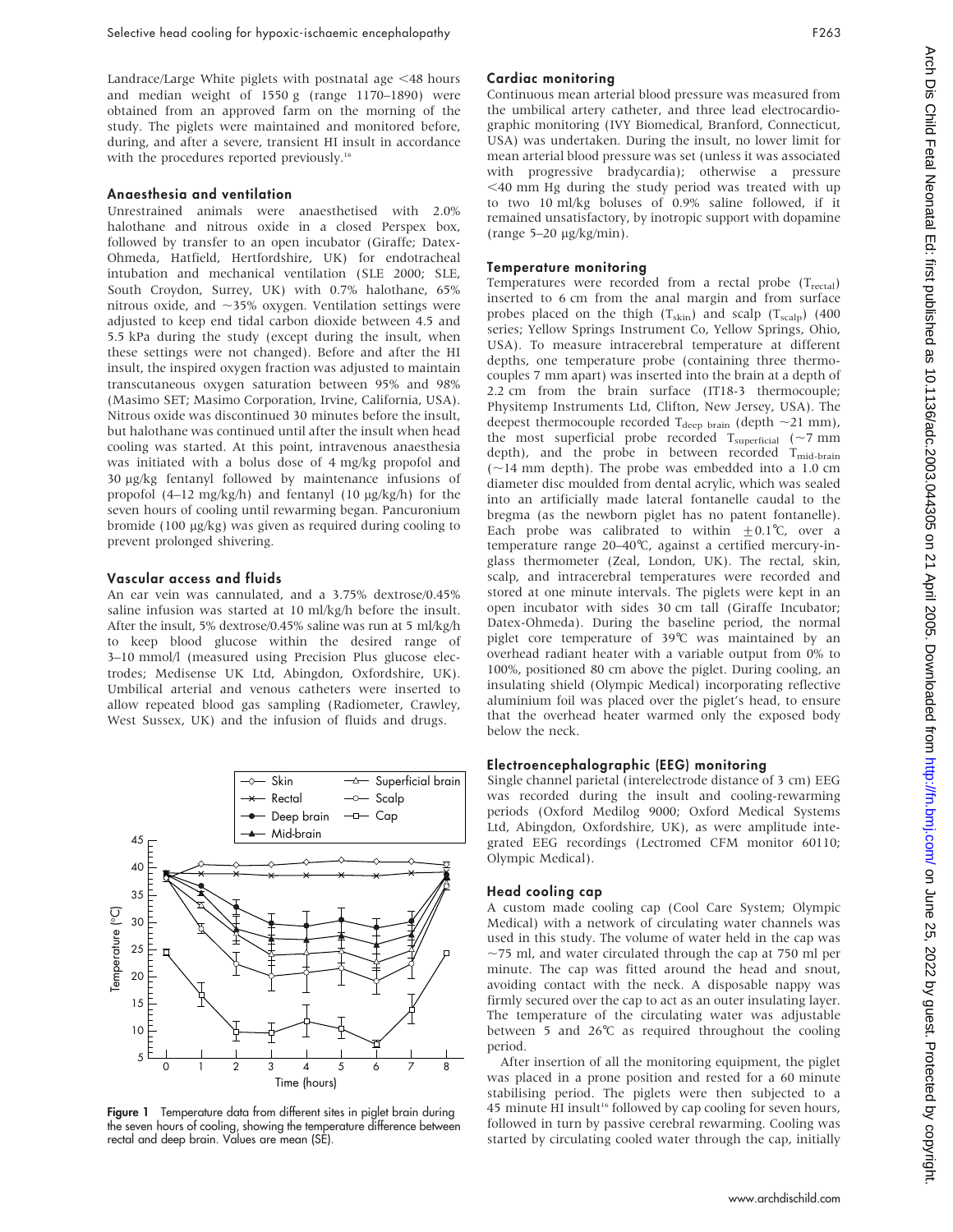Landrace/Large White piglets with postnatal age <48 hours and median weight of 1550 g (range 1170–1890) were obtained from an approved farm on the morning of the study. The piglets were maintained and monitored before, during, and after a severe, transient HI insult in accordance with the procedures reported previously.[16]

### Anaesthesia and ventilation

Unrestrained animals were anaesthetised with 2.0% halothane and nitrous oxide in a closed Perspex box, followed by transfer to an open incubator (Giraffe; Datex-Ohmeda, Hatfield, Hertfordshire, UK) for endotracheal intubation and mechanical ventilation (SLE 2000; SLE, South Croydon, Surrey, UK) with 0.7% halothane, 65% nitrous oxide, and ~35% oxygen. Ventilation settings were adjusted to keep end tidal carbon dioxide between 4.5 and 5.5 kPa during the study (except during the insult, when these settings were not changed). Before and after the HI insult, the inspired oxygen fraction was adjusted to maintain transcutaneous oxygen saturation between 95% and 98% (Masimo SET; Masimo Corporation, Irvine, California, USA). Nitrous oxide was discontinued 30 minutes before the insult, but halothane was continued until after the insult when head cooling was started. At this point, intravenous anaesthesia was initiated with a bolus dose of 4 mg/kg propofol and 30 μg/kg fentanyl followed by maintenance infusions of propofol (4–12 mg/kg/h) and fentanyl (10 μg/kg/h) for the seven hours of cooling until rewarming began. Pancuronium bromide (100 μg/kg) was given as required during cooling to prevent prolonged shivering.

### Vascular access and fluids

An ear vein was cannulated, and a 3.75% dextrose/0.45% saline infusion was started at 10 ml/kg/h before the insult. After the insult, 5% dextrose/0.45% saline was run at 5 ml/kg/h to keep blood glucose within the desired range of 3–10 mmol/l (measured using Precision Plus glucose electrodes; Medisense UK Ltd, Abingdon, Oxfordshire, UK). Umbilical arterial and venous catheters were inserted to allow repeated blood gas sampling (Radiometer, Crawley, West Sussex, UK) and the infusion of fluids and drugs.

**Figure 1** Temperature data from different sites in piglet brain during the seven hours of cooling, showing the temperature difference between rectal and deep brain. Values are mean (SE).

### Cardiac monitoring

Continuous mean arterial blood pressure was measured from the umbilical artery catheter, and three lead electrocardiographic monitoring (IVY Biomedical, Branford, Connecticut, USA) was undertaken. During the insult, no lower limit for mean arterial blood pressure was set (unless it was associated with progressive bradycardia); otherwise a pressure <40 mm Hg during the study period was treated with up to two 10 ml/kg boluses of 0.9% saline followed, if it remained unsatisfactory, by inotropic support with dopamine (range 5–20 μg/kg/min).

### Temperature monitoring

Temperatures were recorded from a rectal probe ($T_{rectal}$) inserted to 6 cm from the anal margin and from surface probes placed on the thigh ($T_{skin}$) and scalp ($T_{scalp}$) (400 series; Yellow Springs Instrument Co, Yellow Springs, Ohio, USA). To measure intracerebral temperature at different depths, one temperature probe (containing three thermocouples 7 mm apart) was inserted into the brain at a depth of 2.2 cm from the brain surface (IT18-3 thermocouple; Physitemp Instruments Ltd, Clifton, New Jersey, USA). The deepest thermocouple recorded $T_{deep\ brain}$ (depth ~21 mm), the most superficial probe recorded $T_{superficial}$ (~7 mm depth), and the probe in between recorded $T_{mid\text{-}brain}$ (~14 mm depth). The probe was embedded into a 1.0 cm diameter disc moulded from dental acrylic, which was sealed into an artificially made lateral fontanelle caudal to the bregma (as the newborn piglet has no patent fontanelle). Each probe was calibrated to within ±0.1°C, over a temperature range 20–40°C, against a certified mercury-in-glass thermometer (Zeal, London, UK). The rectal, skin, scalp, and intracerebral temperatures were recorded and stored at one minute intervals. The piglets were kept in an open incubator with sides 30 cm tall (Giraffe Incubator; Datex-Ohmeda). During the baseline period, the normal piglet core temperature of 39°C was maintained by an overhead radiant heater with a variable output from 0% to 100%, positioned 80 cm above the piglet. During cooling, an insulating shield (Olympic Medical) incorporating reflective aluminium foil was placed over the piglet's head, to ensure that the overhead heater warmed only the exposed body below the neck.

### Electroencephalographic (EEG) monitoring

Single channel parietal (interelectrode distance of 3 cm) EEG was recorded during the insult and cooling-rewarming periods (Oxford Medilog 9000; Oxford Medical Systems Ltd, Abingdon, Oxfordshire, UK), as were amplitude integrated EEG recordings (Lectromed CFM monitor 60110; Olympic Medical).

### Head cooling cap

A custom made cooling cap (Cool Care System; Olympic Medical) with a network of circulating water channels was used in this study. The volume of water held in the cap was ~75 ml, and water circulated through the cap at 750 ml per minute. The cap was fitted around the head and snout, avoiding contact with the neck. A disposable nappy was firmly secured over the cap to act as an outer insulating layer. The temperature of the circulating water was adjustable between 5 and 26°C as required throughout the cooling period.

After insertion of all the monitoring equipment, the piglet was placed in a prone position and rested for a 60 minute stabilising period. The piglets were then subjected to a 45 minute HI insult[16] followed by cap cooling for seven hours, followed in turn by passive cerebral rewarming. Cooling was started by circulating cooled water through the cap, initially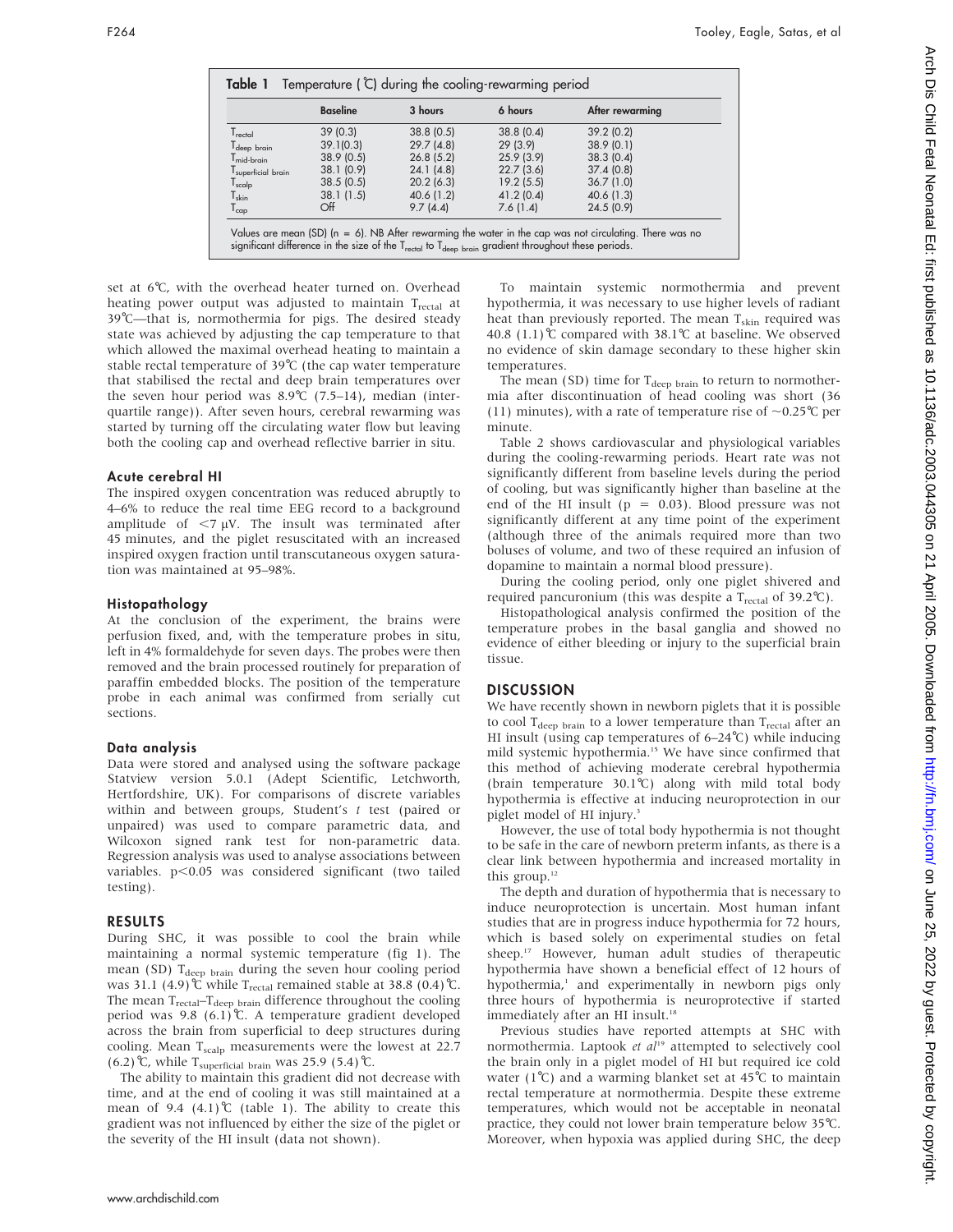**Table 1** Temperature (°C) during the cooling-rewarming period

|  | Baseline | 3 hours | 6 hours | After rewarming |
|---|---|---|---|---|
| $T_{rectal}$ | 39 (0.3) | 38.8 (0.5) | 38.8 (0.4) | 39.2 (0.2) |
| $T_{deep\ brain}$ | 39.1(0.3) | 29.7 (4.8) | 29 (3.9) | 38.9 (0.1) |
| $T_{mid\text{-}brain}$ | 38.9 (0.5) | 26.8 (5.2) | 25.9 (3.9) | 38.3 (0.4) |
| $T_{superficial\ brain}$ | 38.1 (0.9) | 24.1 (4.8) | 22.7 (3.6) | 37.4 (0.8) |
| $T_{scalp}$ | 38.5 (0.5) | 20.2 (6.3) | 19.2 (5.5) | 36.7 (1.0) |
| $T_{skin}$ | 38.1 (1.5) | 40.6 (1.2) | 41.2 (0.4) | 40.6 (1.3) |
| $T_{cap}$ | Off | 9.7 (4.4) | 7.6 (1.4) | 24.5 (0.9) |

Values are mean (SD) (n = 6). NB After rewarming the water in the cap was not circulating. There was no significant difference in the size of the $T_{rectal}$ to $T_{deep\ brain}$ gradient throughout these periods.

set at 6°C, with the overhead heater turned on. Overhead heating power output was adjusted to maintain $T_{rectal}$ at 39°C—that is, normothermia for pigs. The desired steady state was achieved by adjusting the cap temperature to that which allowed the maximal overhead heating to maintain a stable rectal temperature of 39°C (the cap water temperature that stabilised the rectal and deep brain temperatures over the seven hour period was 8.9°C (7.5–14), median (interquartile range)). After seven hours, cerebral rewarming was started by turning off the circulating water flow but leaving both the cooling cap and overhead reflective barrier in situ.

### Acute cerebral HI

The inspired oxygen concentration was reduced abruptly to 4–6% to reduce the real time EEG record to a background amplitude of <7 μV. The insult was terminated after 45 minutes, and the piglet resuscitated with an increased inspired oxygen fraction until transcutaneous oxygen saturation was maintained at 95–98%.

### Histopathology

At the conclusion of the experiment, the brains were perfusion fixed, and, with the temperature probes in situ, left in 4% formaldehyde for seven days. The probes were then removed and the brain processed routinely for preparation of paraffin embedded blocks. The position of the temperature probe in each animal was confirmed from serially cut sections.

### Data analysis

Data were stored and analysed using the software package Statview version 5.0.1 (Adept Scientific, Letchworth, Hertfordshire, UK). For comparisons of discrete variables within and between groups, Student's *t* test (paired or unpaired) was used to compare parametric data, and Wilcoxon signed rank test for non-parametric data. Regression analysis was used to analyse associations between variables. $p<0.05$ was considered significant (two tailed testing).

## RESULTS

During SHC, it was possible to cool the brain while maintaining a normal systemic temperature (fig 1). The mean (SD) $T_{deep\ brain}$ during the seven hour cooling period was 31.1 (4.9)°C while $T_{rectal}$ remained stable at 38.8 (0.4)°C. The mean $T_{rectal}$–$T_{deep\ brain}$ difference throughout the cooling period was 9.8 (6.1)°C. A temperature gradient developed across the brain from superficial to deep structures during cooling. Mean $T_{scalp}$ measurements were the lowest at 22.7 (6.2)°C, while $T_{superficial\ brain}$ was 25.9 (5.4)°C.

The ability to maintain this gradient did not decrease with time, and at the end of cooling it was still maintained at a mean of 9.4 (4.1)°C (table 1). The ability to create this gradient was not influenced by either the size of the piglet or the severity of the HI insult (data not shown).

To maintain systemic normothermia and prevent hypothermia, it was necessary to use higher levels of radiant heat than previously reported. The mean $T_{skin}$ required was 40.8 (1.1)°C compared with 38.1°C at baseline. We observed no evidence of skin damage secondary to these higher skin temperatures.

The mean (SD) time for $T_{deep\ brain}$ to return to normothermia after discontinuation of head cooling was short (36 (11) minutes), with a rate of temperature rise of ~0.25°C per minute.

Table 2 shows cardiovascular and physiological variables during the cooling-rewarming periods. Heart rate was not significantly different from baseline levels during the period of cooling, but was significantly higher than baseline at the end of the HI insult (p = 0.03). Blood pressure was not significantly different at any time point of the experiment (although three of the animals required more than two boluses of volume, and two of these required an infusion of dopamine to maintain a normal blood pressure).

During the cooling period, only one piglet shivered and required pancuronium (this was despite a $T_{rectal}$ of 39.2°C).

Histopathological analysis confirmed the position of the temperature probes in the basal ganglia and showed no evidence of either bleeding or injury to the superficial brain tissue.

## DISCUSSION

We have recently shown in newborn piglets that it is possible to cool $T_{deep\ brain}$ to a lower temperature than $T_{rectal}$ after an HI insult (using cap temperatures of 6–24°C) while inducing mild systemic hypothermia.[15] We have since confirmed that this method of achieving moderate cerebral hypothermia (brain temperature 30.1°C) along with mild total body hypothermia is effective at inducing neuroprotection in our piglet model of HI injury.[3]

However, the use of total body hypothermia is not thought to be safe in the care of newborn preterm infants, as there is a clear link between hypothermia and increased mortality in this group.[12]

The depth and duration of hypothermia that is necessary to induce neuroprotection is uncertain. Most human infant studies that are in progress induce hypothermia for 72 hours, which is based solely on experimental studies on fetal sheep.[17] However, human adult studies of therapeutic hypothermia have shown a beneficial effect of 12 hours of hypothermia,[1] and experimentally in newborn pigs only three hours of hypothermia is neuroprotective if started immediately after an HI insult.[18]

Previous studies have reported attempts at SHC with normothermia. Laptook *et al*[19] attempted to selectively cool the brain only in a piglet model of HI but required ice cold water (1°C) and a warming blanket set at 45°C to maintain rectal temperature at normothermia. Despite these extreme temperatures, which would not be acceptable in neonatal practice, they could not lower brain temperature below 35°C. Moreover, when hypoxia was applied during SHC, the deep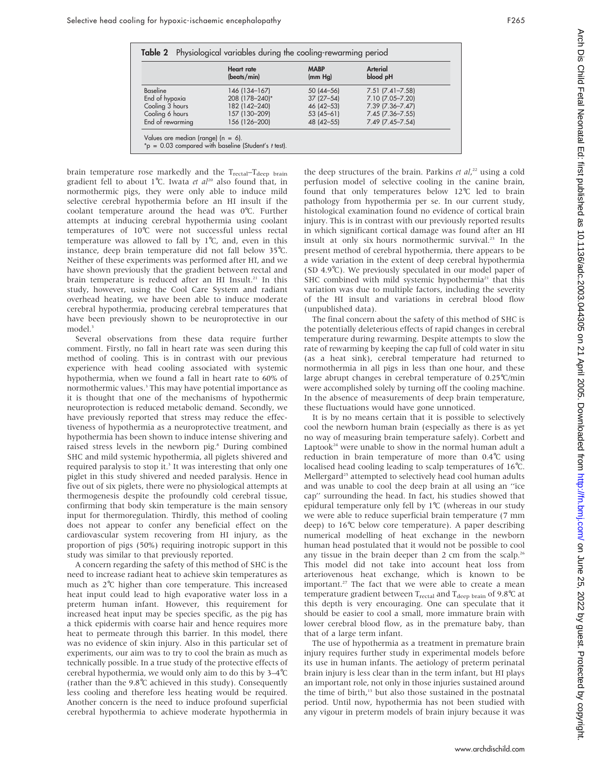**Table 2** Physiological variables during the cooling-rewarming period

| | Heart rate (beats/min) | MABP (mm Hg) | Arterial blood pH |
|---|---|---|---|
| Baseline | 146 (134–167) | 50 (44–56) | 7.51 (7.41–7.58) |
| End of hypoxia | 208 (178–240)* | 37 (27–54) | 7.10 (7.05–7.20) |
| Cooling 3 hours | 182 (142–240) | 46 (42–53) | 7.39 (7.36–7.47) |
| Cooling 6 hours | 157 (130–209) | 53 (45–61) | 7.45 (7.36–7.55) |
| End of rewarming | 156 (126–200) | 48 (42–55) | 7.49 (7.45–7.54) |

Values are median (range) (n = 6).
*p = 0.03 compared with baseline (Student's *t* test).

brain temperature rose markedly and the $T_{rectal}$–$T_{deep\ brain}$ gradient fell to about 1℃. Iwata *et al*[20] also found that, in normothermic pigs, they were only able to induce mild selective cerebral hypothermia before an HI insult if the coolant temperature around the head was 0℃. Further attempts at inducing cerebral hypothermia using coolant temperatures of 10℃ were not successful unless rectal temperature was allowed to fall by 1℃, and, even in this instance, deep brain temperature did not fall below 35℃. Neither of these experiments was performed after HI, and we have shown previously that the gradient between rectal and brain temperature is reduced after an HI Insult.[21] In this study, however, using the Cool Care System and radiant overhead heating, we have been able to induce moderate cerebral hypothermia, producing cerebral temperatures that have been previously shown to be neuroprotective in our model.[3]

Several observations from these data require further comment. Firstly, no fall in heart rate was seen during this method of cooling. This is in contrast with our previous experience with head cooling associated with systemic hypothermia, when we found a fall in heart rate to 60% of normothermic values.[3] This may have potential importance as it is thought that one of the mechanisms of hypothermic neuroprotection is reduced metabolic demand. Secondly, we have previously reported that stress may reduce the effectiveness of hypothermia as a neuroprotective treatment, and hypothermia has been shown to induce intense shivering and raised stress levels in the newborn pig.[8] During combined SHC and mild systemic hypothermia, all piglets shivered and required paralysis to stop it.[3] It was interesting that only one piglet in this study shivered and needed paralysis. Hence in five out of six piglets, there were no physiological attempts at thermogenesis despite the profoundly cold cerebral tissue, confirming that body skin temperature is the main sensory input for thermoregulation. Thirdly, this method of cooling does not appear to confer any beneficial effect on the cardiovascular system recovering from HI injury, as the proportion of pigs (50%) requiring inotropic support in this study was similar to that previously reported.

A concern regarding the safety of this method of SHC is the need to increase radiant heat to achieve skin temperatures as much as 2℃ higher than core temperature. This increased heat input could lead to high evaporative water loss in a preterm human infant. However, this requirement for increased heat input may be species specific, as the pig has a thick epidermis with coarse hair and hence requires more heat to permeate through this barrier. In this model, there was no evidence of skin injury. Also in this particular set of experiments, our aim was to try to cool the brain as much as technically possible. In a true study of the protective effects of cerebral hypothermia, we would only aim to do this by 3–4℃ (rather than the 9.8℃ achieved in this study). Consequently less cooling and therefore less heating would be required. Another concern is the need to induce profound superficial cerebral hypothermia to achieve moderate hypothermia in the deep structures of the brain. Parkins *et al*,[22] using a cold perfusion model of selective cooling in the canine brain, found that only temperatures below 12℃ led to brain pathology from hypothermia per se. In our current study, histological examination found no evidence of cortical brain injury. This is in contrast with our previously reported results in which significant cortical damage was found after an HI insult at only six hours normothermic survival.[23] In the present method of cerebral hypothermia, there appears to be a wide variation in the extent of deep cerebral hypothermia (SD 4.9℃). We previously speculated in our model paper of SHC combined with mild systemic hypothermia[21] that this variation was due to multiple factors, including the severity of the HI insult and variations in cerebral blood flow (unpublished data).

The final concern about the safety of this method of SHC is the potentially deleterious effects of rapid changes in cerebral temperature during rewarming. Despite attempts to slow the rate of rewarming by keeping the cap full of cold water in situ (as a heat sink), cerebral temperature had returned to normothermia in all pigs in less than one hour, and these large abrupt changes in cerebral temperature of 0.25℃/min were accomplished solely by turning off the cooling machine. In the absence of measurements of deep brain temperature, these fluctuations would have gone unnoticed.

It is by no means certain that it is possible to selectively cool the newborn human brain (especially as there is as yet no way of measuring brain temperature safely). Corbett and Laptook[24] were unable to show in the normal human adult a reduction in brain temperature of more than 0.4℃ using localised head cooling leading to scalp temperatures of 16℃. Mellergard[25] attempted to selectively head cool human adults and was unable to cool the deep brain at all using an "ice cap" surrounding the head. In fact, his studies showed that epidural temperature only fell by 1℃ (whereas in our study we were able to reduce superficial brain temperature (7 mm deep) to 16℃ below core temperature). A paper describing numerical modelling of heat exchange in the newborn human head postulated that it would not be possible to cool any tissue in the brain deeper than 2 cm from the scalp.[26] This model did not take into account heat loss from arteriovenous heat exchange, which is known to be important.[27] The fact that we were able to create a mean temperature gradient between $T_{rectal}$ and $T_{deep\ brain}$ of 9.8℃ at this depth is very encouraging. One can speculate that it should be easier to cool a small, more immature brain with lower cerebral blood flow, as in the premature baby, than that of a large term infant.

The use of hypothermia as a treatment in premature brain injury requires further study in experimental models before its use in human infants. The aetiology of preterm perinatal brain injury is less clear than in the term infant, but HI plays an important role, not only in those injuries sustained around the time of birth,[13] but also those sustained in the postnatal period. Until now, hypothermia has not been studied with any vigour in preterm models of brain injury because it was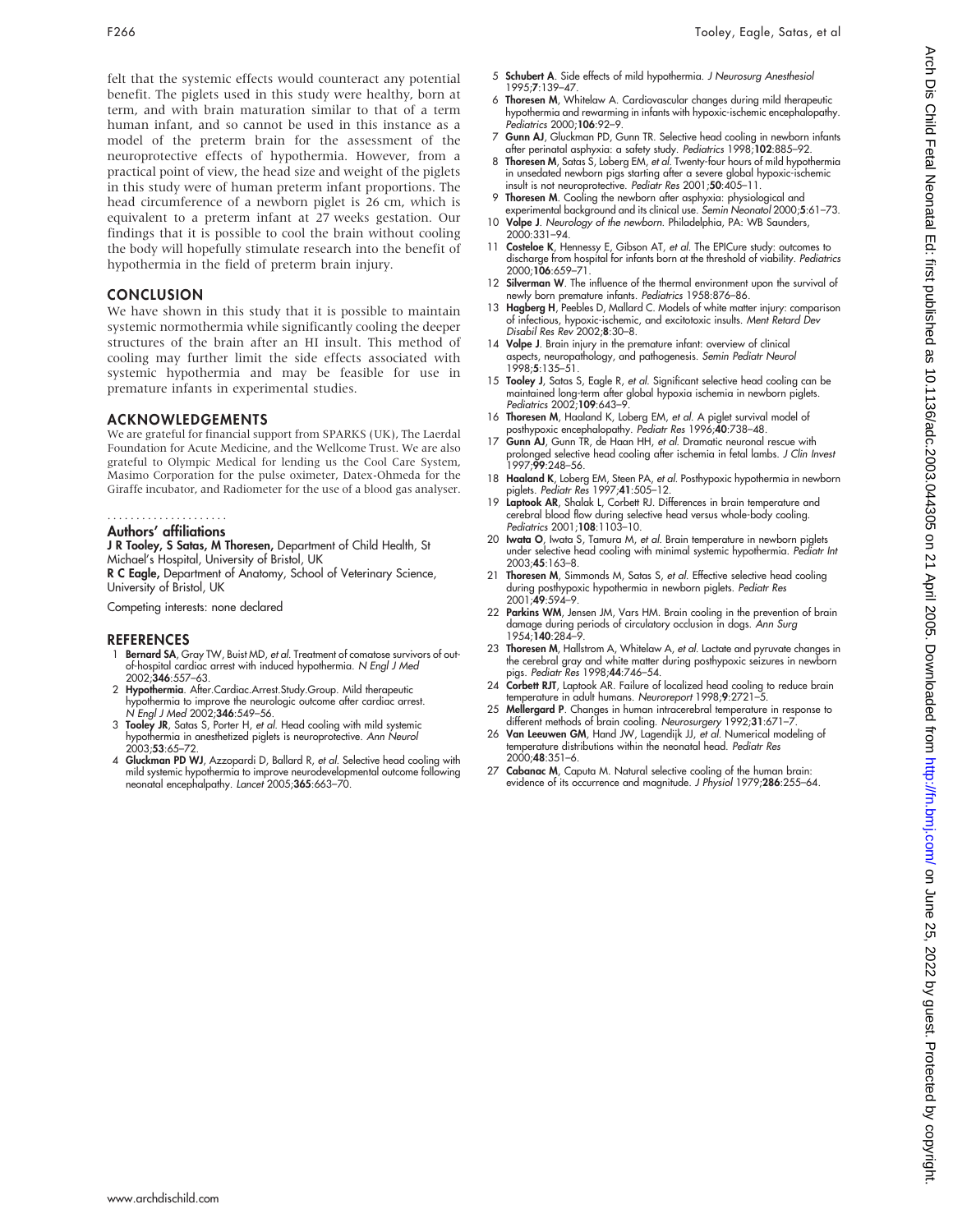felt that the systemic effects would counteract any potential benefit. The piglets used in this study were healthy, born at term, and with brain maturation similar to that of a term human infant, and so cannot be used in this instance as a model of the preterm brain for the assessment of the neuroprotective effects of hypothermia. However, from a practical point of view, the head size and weight of the piglets in this study were of human preterm infant proportions. The head circumference of a newborn piglet is 26 cm, which is equivalent to a preterm infant at 27 weeks gestation. Our findings that it is possible to cool the brain without cooling the body will hopefully stimulate research into the benefit of hypothermia in the field of preterm brain injury.

## CONCLUSION

We have shown in this study that it is possible to maintain systemic normothermia while significantly cooling the deeper structures of the brain after an HI insult. This method of cooling may further limit the side effects associated with systemic hypothermia and may be feasible for use in premature infants in experimental studies.

## ACKNOWLEDGEMENTS

We are grateful for financial support from SPARKS (UK), The Laerdal Foundation for Acute Medicine, and the Wellcome Trust. We are also grateful to Olympic Medical for lending us the Cool Care System, Masimo Corporation for the pulse oximeter, Datex-Ohmeda for the Giraffe incubator, and Radiometer for the use of a blood gas analyser.

### Authors' affiliations

**J R Tooley, S Satas, M Thoresen,** Department of Child Health, St Michael's Hospital, University of Bristol, UK
**R C Eagle,** Department of Anatomy, School of Veterinary Science, University of Bristol, UK

Competing interests: none declared

## REFERENCES

1. **Bernard SA**, Gray TW, Buist MD, *et al*. Treatment of comatose survivors of out-of-hospital cardiac arrest with induced hypothermia. *N Engl J Med* 2002;**346**:557–63.
2. **Hypothermia**. After.Cardiac.Arrest.Study.Group. Mild therapeutic hypothermia to improve the neurologic outcome after cardiac arrest. *N Engl J Med* 2002;**346**:549–56.
3. **Tooley JR**, Satas S, Porter H, *et al*. Head cooling with mild systemic hypothermia in anesthetized piglets is neuroprotective. *Ann Neurol* 2003;**53**:65–72.
4. **Gluckman PD WJ**, Azzopardi D, Ballard R, *et al*. Selective head cooling with mild systemic hypothermia to improve neurodevelopmental outcome following neonatal encephalpathy. *Lancet* 2005;**365**:663–70.
5. **Schubert A**. Side effects of mild hypothermia. *J Neurosurg Anesthesiol* 1995;**7**:139–47.
6. **Thoresen M**, Whitelaw A. Cardiovascular changes during mild therapeutic hypothermia and rewarming in infants with hypoxic-ischemic encephalopathy. *Pediatrics* 2000;**106**:92–9.
7. **Gunn AJ**, Gluckman PD, Gunn TR. Selective head cooling in newborn infants after perinatal asphyxia: a safety study. *Pediatrics* 1998;**102**:885–92.
8. **Thoresen M**, Satas S, Loberg EM, *et al*. Twenty-four hours of mild hypothermia in unsedated newborn pigs starting after a severe global hypoxic-ischemic insult is not neuroprotective. *Pediatr Res* 2001;**50**:405–11.
9. **Thoresen M**. Cooling the newborn after asphyxia: physiological and experimental background and its clinical use. *Semin Neonatol* 2000;**5**:61–73.
10. **Volpe J**. *Neurology of the newborn*. Philadelphia, PA: WB Saunders, 2000:331–94.
11. **Costeloe K**, Hennessy E, Gibson AT, *et al*. The EPICure study: outcomes to discharge from hospital for infants born at the threshold of viability. *Pediatrics* 2000;**106**:659–71.
12. **Silverman W**. The influence of the thermal environment upon the survival of newly born premature infants. *Pediatrics* 1958:876–86.
13. **Hagberg H**, Peebles D, Mallard C. Models of white matter injury: comparison of infectious, hypoxic-ischemic, and excitotoxic insults. *Ment Retard Dev Disabil Res Rev* 2002;**8**:30–8.
14. **Volpe J**. Brain injury in the premature infant: overview of clinical aspects, neuropathology, and pathogenesis. *Semin Pediatr Neurol* 1998;**5**:135–51.
15. **Tooley J**, Satas S, Eagle R, *et al*. Significant selective head cooling can be maintained long-term after global hypoxia ischemia in newborn piglets. *Pediatrics* 2002;**109**:643–9.
16. **Thoresen M**, Haaland K, Loberg EM, *et al*. A piglet survival model of posthypoxic encephalopathy. *Pediatr Res* 1996;**40**:738–48.
17. **Gunn AJ**, Gunn TR, de Haan HH, *et al*. Dramatic neuronal rescue with prolonged selective head cooling after ischemia in fetal lambs. *J Clin Invest* 1997;**99**:248–56.
18. **Haaland K**, Loberg EM, Steen PA, *et al*. Posthypoxic hypothermia in newborn piglets. *Pediatr Res* 1997;**41**:505–12.
19. **Laptook AR**, Shalak L, Corbett RJ. Differences in brain temperature and cerebral blood flow during selective head versus whole-body cooling. *Pediatrics* 2001;**108**:1103–10.
20. **Iwata O**, Iwata S, Tamura M, *et al*. Brain temperature in newborn piglets under selective head cooling with minimal systemic hypothermia. *Pediatr Int* 2003;**45**:163–8.
21. **Thoresen M**, Simmonds M, Satas S, *et al*. Effective selective head cooling during posthypoxic hypothermia in newborn piglets. *Pediatr Res* 2001;**49**:594–9.
22. **Parkins WM**, Jensen JM, Vars HM. Brain cooling in the prevention of brain damage during periods of circulatory occlusion in dogs. *Ann Surg* 1954;**140**:284–9.
23. **Thoresen M**, Hallstrom A, Whitelaw A, *et al*. Lactate and pyruvate changes in the cerebral gray and white matter during posthypoxic seizures in newborn pigs. *Pediatr Res* 1998;**44**:746–54.
24. **Corbett RJT**, Laptook AR. Failure of localized head cooling to reduce brain temperature in adult humans. *Neuroreport* 1998;**9**:2721–5.
25. **Mellergard P**. Changes in human intracerebral temperature in response to different methods of brain cooling. *Neurosurgery* 1992;**31**:671–7.
26. **Van Leeuwen GM**, Hand JW, Lagendijk JJ, *et al*. Numerical modeling of temperature distributions within the neonatal head. *Pediatr Res* 2000;**48**:351–6.
27. **Cabanac M**, Caputa M. Natural selective cooling of the human brain: evidence of its occurrence and magnitude. *J Physiol* 1979;**286**:255–64.